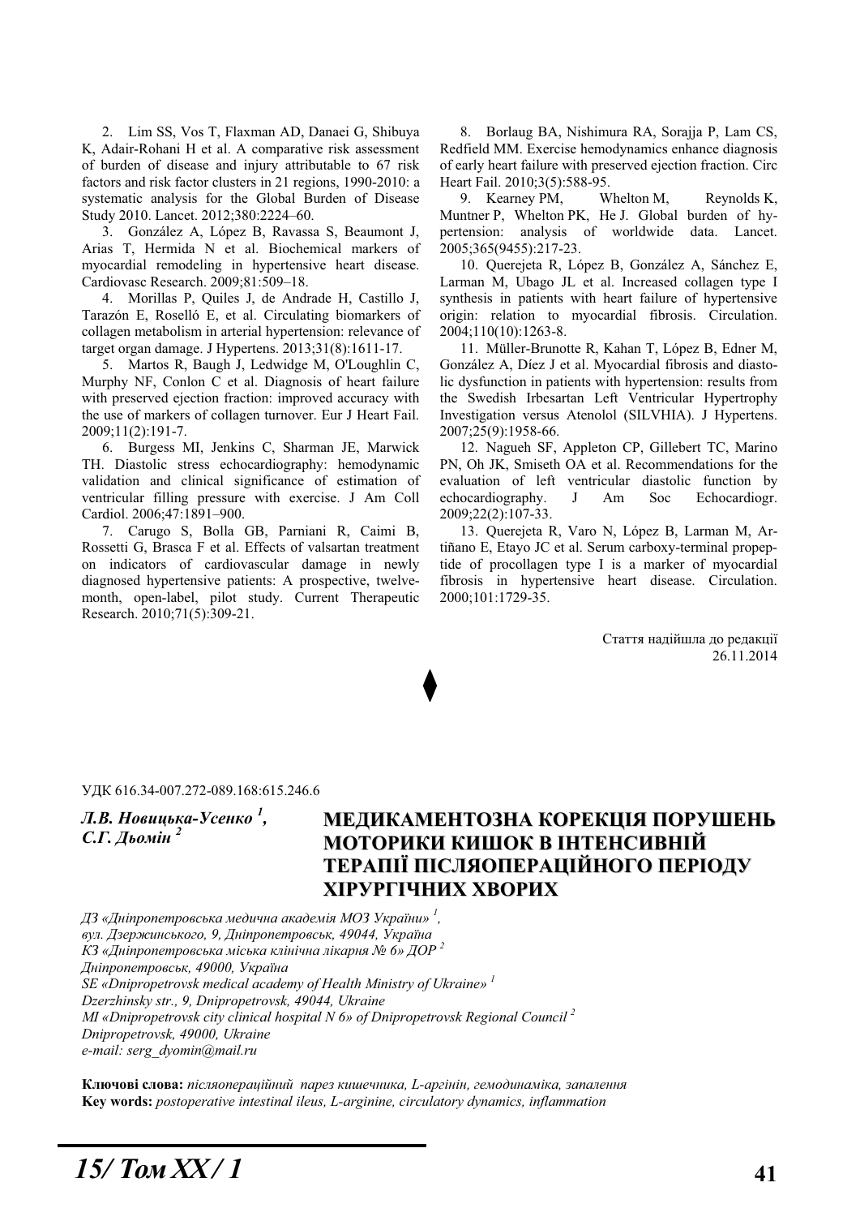2. Lim SS, Vos T, Flaxman AD, Danaei G, Shibuya K, Adair-Rohani H et al. A comparative risk assessment of burden of disease and injury attributable to 67 risk factors and risk factor clusters in 21 regions, 1990-2010: a systematic analysis for the Global Burden of Disease Study 2010. Lancet. 2012;380:2224–60.

3. González A, López B, Ravassa S, Beaumont J, Arias T, Hermida N et al. Biochemical markers of myocardial remodeling in hypertensive heart disease. Cardiovasc Research. 2009;81:509–18.

4. Morillas P, Quiles J, de Andrade H, Castillo J, Tarazón E, Roselló E, et al. Circulating biomarkers of collagen metabolism in arterial hypertension: relevance of target organ damage. J Hypertens. 2013;31(8):1611-17.

5. Martos R, Baugh J, Ledwidge M, O'Loughlin C, Murphy NF, Conlon C et al. Diagnosis of heart failure with preserved ejection fraction: improved accuracy with the use of markers of collagen turnover. Eur J Heart Fail. 2009;11(2):191-7.

6. Burgess MI, Jenkins C, Sharman JE, Marwick TH. Diastolic stress echocardiography: hemodynamic validation and clinical significance of estimation of ventricular filling pressure with exercise. J Am Coll Cardiol. 2006;47:1891–900.

7. Carugo S, Bolla GB, Parniani R, Caimi B, Rossetti G, Brasca F et al. Effects of valsartan treatment on indicators of cardiovascular damage in newly diagnosed hypertensive patients: A prospective, twelve-month, open-label, pilot study. Current Therapeutic Research. 2010;71(5):309-21.

8. Borlaug BA, Nishimura RA, Sorajja P, Lam CS, Redfield MM. Exercise hemodynamics enhance diagnosis of early heart failure with preserved ejection fraction. Circ Heart Fail. 2010;3(5):588-95.

9. Kearney PM, Whelton M, Reynolds K, Muntner P, Whelton PK, He J. Global burden of hypertension: analysis of worldwide data. Lancet. 2005;365(9455):217-23.

10. Querejeta R, López B, González A, Sánchez E, Larman M, Ubago JL et al. Increased collagen type I synthesis in patients with heart failure of hypertensive origin: relation to myocardial fibrosis. Circulation. 2004;110(10):1263-8.

11. Müller-Brunotte R, Kahan T, López B, Edner M, González A, Díez J et al. Myocardial fibrosis and diastolic dysfunction in patients with hypertension: results from the Swedish Irbesartan Left Ventricular Hypertrophy Investigation versus Atenolol (SILVHIA). J Hypertens. 2007;25(9):1958-66.

12. Nagueh SF, Appleton CP, Gillebert TC, Marino PN, Oh JK, Smiseth OA et al. Recommendations for the evaluation of left ventricular diastolic function by echocardiography. J Am Soc Echocardiogr. 2009;22(2):107-33.

13. Querejeta R, Varo N, López B, Larman M, Artiñano E, Etayo JC et al. Serum carboxy-terminal propeptide of procollagen type I is a marker of myocardial fibrosis in hypertensive heart disease. Circulation. 2000;101:1729-35.

Стаття надійшла до редакції
26.11.2014

♦

УДК 616.34-007.272-089.168:615.246.6

***Л.В. Новицька-Усенко [1], С.Г. Дьомін [2]***

# МЕДИКАМЕНТОЗНА КОРЕКЦІЯ ПОРУШЕНЬ МОТОРИКИ КИШОК В ІНТЕНСИВНІЙ ТЕРАПІЇ ПІСЛЯОПЕРАЦІЙНОГО ПЕРІОДУ ХІРУРГІЧНИХ ХВОРИХ

*ДЗ «Дніпропетровська медична академія МОЗ України» [1],*
*вул. Дзержинського, 9, Дніпропетровськ, 49044, Україна*
*КЗ «Дніпропетровська міська клінічна лікарня № 6» ДОР [2]*
*Дніпропетровськ, 49000, Україна*
*SE «Dnipropetrovsk medical academy of Health Ministry of Ukraine» [1]*
*Dzerzhinsky str., 9, Dnipropetrovsk, 49044, Ukraine*
*MI «Dnipropetrovsk city clinical hospital N 6» of Dnipropetrovsk Regional Council [2]*
*Dnipropetrovsk, 49000, Ukraine*
*e-mail: serg_dyomin@mail.ru*

**Ключові слова:** *післяопераційний парез кишечника, L-аргінін, гемодинаміка, запалення*
**Key words:** *postoperative intestinal ileus, L-arginine, circulatory dynamics, inflammation*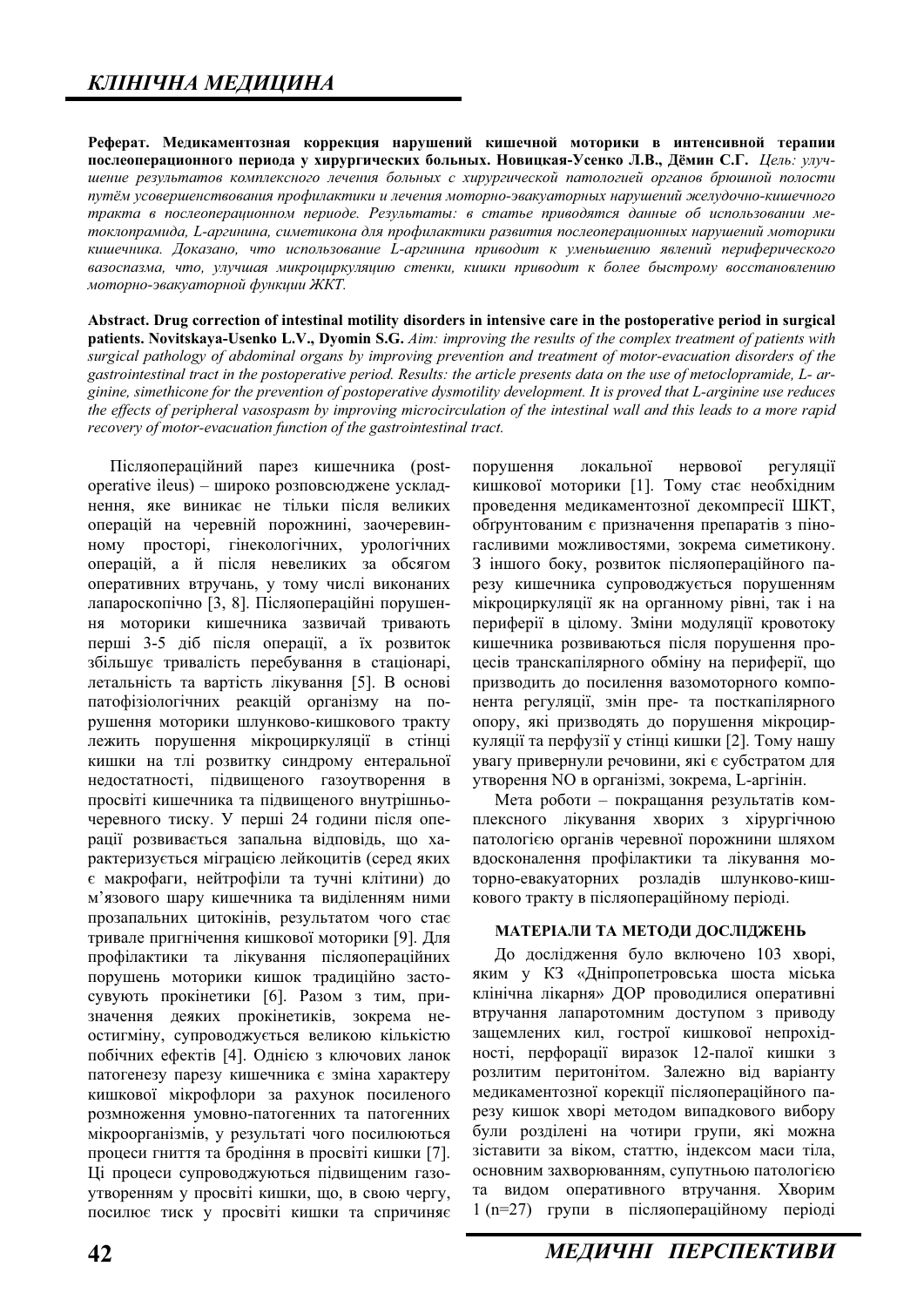## КЛІНІЧНА МЕДИЦИНА

**Реферат. Медикаментозная коррекция нарушений кишечной моторики в интенсивной терапии послеоперационного периода у хирургических больных. Новицкая-Усенко Л.В., Дёмин С.Г.** *Цель: улучшение результатов комплексного лечения больных с хирургической патологией органов брюшной полости путём усовершенствования профилактики и лечения моторно-эвакуаторных нарушений желудочно-кишечного тракта в послеоперационном периоде. Результаты: в статье приводятся данные об использовании метоклопрамида, L-аргинина, симетикона для профилактики развития послеоперационных нарушений моторики кишечника. Доказано, что использование L-аргинина приводит к уменьшению явлений периферического вазоспазма, что, улучшая микроциркуляцию стенки, кишки приводит к более быстрому восстановлению моторно-эвакуаторной функции ЖКТ.*

**Abstract. Drug correction of intestinal motility disorders in intensive care in the postoperative period in surgical patients. Novitskaya-Usenko L.V., Dyomin S.G.** *Aim: improving the results of the complex treatment of patients with surgical pathology of abdominal organs by improving prevention and treatment of motor-evacuation disorders of the gastrointestinal tract in the postoperative period. Results: the article presents data on the use of metoclopramide, L-arginine, simethicone for the prevention of postoperative dysmotility development. It is proved that L-arginine use reduces the effects of peripheral vasospasm by improving microcirculation of the intestinal wall and this leads to a more rapid recovery of motor-evacuation function of the gastrointestinal tract.*

Післяопераційний парез кишечника (postoperative ileus) – широко розповсюджене ускладнення, яке виникає не тільки після великих операцій на черевній порожнині, заочеревинному просторі, гінекологічних, урологічних операцій, а й після невеликих за обсягом оперативних втручань, у тому числі виконаних лапароскопічно [3, 8]. Післяопераційні порушення моторики кишечника зазвичай тривають перші 3-5 діб після операції, а їх розвиток збільшує тривалість перебування в стаціонарі, летальність та вартість лікування [5]. В основі патофізіологічних реакцій організму на порушення моторики шлунково-кишкового тракту лежить порушення мікроциркуляції в стінці кишки на тлі розвитку синдрому ентеральної недостатності, підвищеного газоутворення в просвіті кишечника та підвищеного внутрішньочеревного тиску. У перші 24 години після операції розвивається запальна відповідь, що характеризується міграцією лейкоцитів (серед яких є макрофаги, нейтрофіли та тучні клітини) до м'язового шару кишечника та виділенням ними прозапальних цитокінів, результатом чого стає тривале пригнічення кишкової моторики [9]. Для профілактики та лікування післяопераційних порушень моторики кишок традиційно застосувують прокінетики [6]. Разом з тим, призначення деяких прокінетиків, зокрема неостигміну, супроводжується великою кількістю побічних ефектів [4]. Однією з ключових ланок патогенезу парезу кишечника є зміна характеру кишкової мікрофлори за рахунок посиленого розмноження умовно-патогенних та патогенних мікроорганізмів, у результаті чого посилюються процеси гниття та бродіння в просвіті кишки [7]. Ці процеси супроводжуються підвищеним газоутворенням у просвіті кишки, що, в свою чергу, посилює тиск у просвіті кишки та спричиняє порушення локальної нервової регуляції кишкової моторики [1]. Тому стає необхідним проведення медикаментозної декомпресії ШКТ, обґрунтованим є призначення препаратів з піногасливими можливостями, зокрема симетикону. З іншого боку, розвиток післяопераційного парезу кишечника супроводжується порушенням мікроциркуляції як на органному рівні, так і на периферії в цілому. Зміни модуляції кровотоку кишечника розвиваються після порушення процесів транскапілярного обміну на периферії, що призводить до посилення вазомоторного компонента регуляції, змін пре- та посткапілярного опору, які призводять до порушення мікроциркуляції та перфузії у стінці кишки [2]. Тому нашу увагу привернули речовини, які є субстратом для утворення NO в організмі, зокрема, L-аргінін.

Мета роботи – покращання результатів комплексного лікування хворих з хірургічною патологією органів черевної порожнини шляхом вдосконалення профілактики та лікування моторно-евакуаторних розладів шлунково-кишкового тракту в післяопераційному періоді.

### МАТЕРІАЛИ ТА МЕТОДИ ДОСЛІДЖЕНЬ

До дослідження було включено 103 хворі, яким у КЗ «Дніпропетровська шоста міська клінічна лікарня» ДОР проводилися оперативні втручання лапаротомним доступом з приводу защемлених кил, гострої кишкової непрохідності, перфорації виразок 12-палої кишки з розлитим перитонітом. Залежно від варіанту медикаментозної корекції післяопераційного парезу кишок хворі методом випадкового вибору були розділені на чотири групи, які можна зіставити за віком, статтю, індексом маси тіла, основним захворюванням, супутньою патологією та видом оперативного втручання. Хворим 1 (n=27) групи в післяопераційному періоді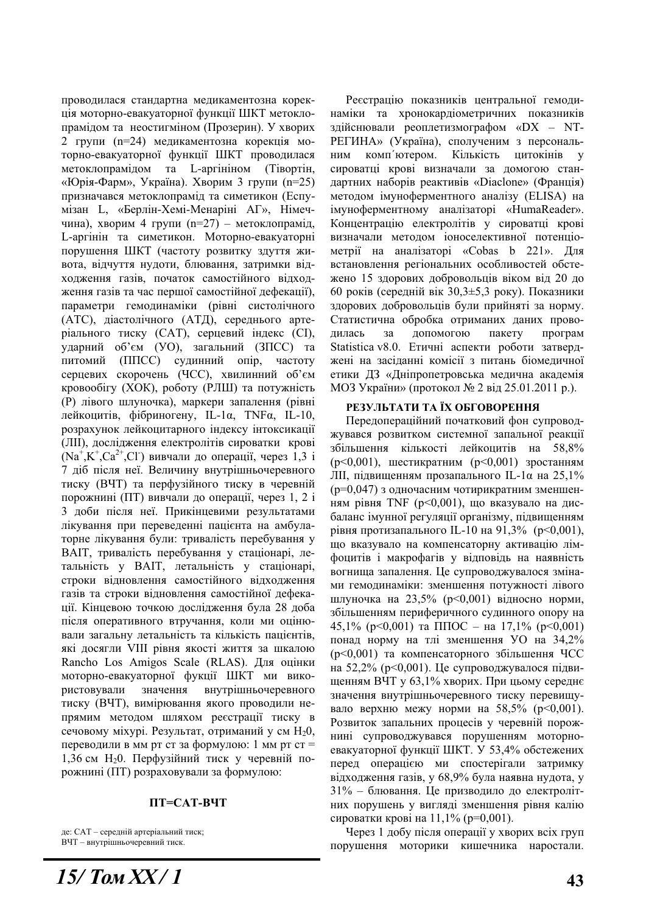проводилася стандартна медикаментозна корекція моторно-евакуаторної функції ШКТ метоклопрамідом та неостигміном (Прозерин). У хворих 2 групи (n=24) медикаментозна корекція моторно-евакуаторної функції ШКТ проводилася метоклопрамідом та L-аргініном (Тівортін, «Юрія-Фарм», Україна). Хворим 3 групи (n=25) призначався метоклопрамід та симетикон (Еспумізан L, «Берлін-Хемі-Менаріні АГ», Німеччина), хворим 4 групи (n=27) – метоклопрамід, L-аргінін та симетикон. Моторно-евакуаторні порушення ШКТ (частоту розвитку здуття живота, відчуття нудоти, блювання, затримки відходження газів, початок самостійного відходження газів та час першої самостійної дефекації), параметри гемодинаміки (рівні систолічного (АТС), діастолічного (АТД), середнього артеріального тиску (САТ), серцевий індекс (СІ), ударний об'єм (УО), загальний (ЗПСС) та питомий (ППСС) судинний опір, частоту серцевих скорочень (ЧСС), хвилинний об'єм кровообігу (ХОК), роботу (РЛШ) та потужність (Р) лівого шлуночка), маркери запалення (рівні лейкоцитів, фібриногену, IL-1α, TNFα, IL-10, розрахунок лейкоцитарного індексу інтоксикації (ЛІІ), дослідження електролітів сироватки крові ($Na^+$, $K^+$, $Ca^{2+}$, $Cl^-$) вивчали до операції, через 1,3 і 7 діб після неї. Величину внутрішньочеревного тиску (ВЧТ) та перфузійного тиску в черевній порожнині (ПТ) вивчали до операції, через 1, 2 і 3 доби після неї. Прикінцевими результатами лікування при переведенні пацієнта на амбулаторне лікування були: тривалість перебування у ВАІТ, тривалість перебування у стаціонарі, летальність у ВАІТ, летальність у стаціонарі, строки відновлення самостійного відходження газів та строки відновлення самостійної дефекації. Кінцевою точкою дослідження була 28 доба після оперативного втручання, коли ми оцінювали загальну летальність та кількість пацієнтів, які досягли VIII рівня якості життя за шкалою Rancho Los Amigos Scale (RLAS). Для оцінки моторно-евакуаторної фукції ШКТ ми використовували значення внутрішньочеревного тиску (ВЧТ), вимірювання якого проводили непрямим методом шляхом реєстрації тиску в сечовому міхурі. Результат, отриманий у см $H_2O$, переводили в мм рт ст за формулою: 1 мм рт ст = 1,36 см $H_2O$. Перфузійний тиск у черевній порожнині (ПТ) розраховували за формулою:

**ПТ=САТ-ВЧТ**

де: САТ – середній артеріальний тиск;
ВЧТ – внутрішньочеревний тиск.

Реєстрацію показників центральної гемодинаміки та хронокардіометричних показників здійснювали реоплетизмографом «DX – NT-РЕГИНА» (Україна), сполученим з персональним комп´ютером. Кількість цитокінів у сироватці крові визначали за домогою стандартних наборів реактивів «Diaclone» (Франція) методом імуноферментного аналізу (ELISA) на імуноферментному аналізаторі «HumaReader». Концентрацію електролітів у сироватці крові визначали методом іоноселективної потенціометрії на аналізаторі «Cobas b 221». Для встановлення регіональних особливостей обстежено 15 здорових добровольців віком від 20 до 60 років (середній вік 30,3±5,3 року). Показники здорових добровольців були прийняті за норму. Статистична обробка отриманих даних проводилась за допомогою пакету програм Statistica v8.0. Етичні аспекти роботи затверджені на засіданні комісії з питань біомедичної етики ДЗ «Дніпропетровська медична академія МОЗ України» (протокол № 2 від 25.01.2011 р.).

## РЕЗУЛЬТАТИ ТА ЇХ ОБГОВОРЕННЯ

Передопераційний початковий фон супроводжувався розвитком системної запальної реакції збільшення кількості лейкоцитів на 58,8% ($p<0,001$), шестикратним ($p<0,001$) зростанням ЛІІ, підвищенням прозапального IL-1α на 25,1% ($p=0,047$) з одночасним чотирикратним зменшенням рівня TNF ($p<0,001$), що вказувало на дисбаланс імунної регуляції організму, підвищенням рівня протизапального IL-10 на 91,3% ($p<0,001$), що вказувало на компенсаторну активацію лімфоцитів і макрофагів у відповідь на наявність вогнища запалення. Це супроводжувалося змінами гемодинаміки: зменшення потужності лівого шлуночка на 23,5% ($p<0,001$) відносно норми, збільшенням периферичного судинного опору на 45,1% ($p<0,001$) та ППОС – на 17,1% ($p<0,001$) понад норму на тлі зменшення УО на 34,2% ($p<0,001$) та компенсаторного збільшення ЧСС на 52,2% ($p<0,001$). Це супроводжувалося підвищенням ВЧТ у 63,1% хворих. При цьому середнє значення внутрішньочеревного тиску перевищувало верхню межу норми на 58,5% ($p<0,001$). Розвиток запальних процесів у черевній порожнині супроводжувався порушенням моторно-евакуаторної функції ШКТ. У 53,4% обстежених перед операцією ми спостерігали затримку відходження газів, у 68,9% була наявна нудота, у 31% – блювання. Це призводило до електролітних порушень у вигляді зменшення рівня калію сироватки крові на 11,1% ($p=0,001$).

Через 1 добу після операції у хворих всіх груп порушення моторики кишечника наростали.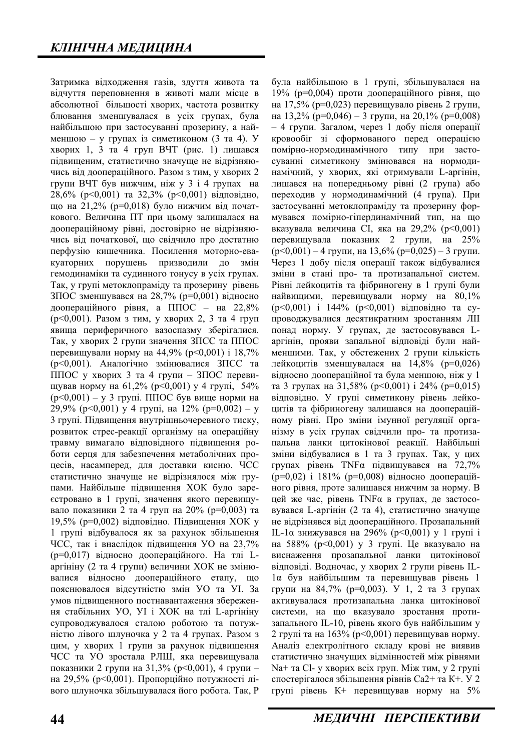Затримка відходження газів, здуття живота та відчуття переповнення в животі мали місце в абсолютної більшості хворих, частота розвитку блювання зменшувалася в усіх групах, була найбільшою при застосуванні прозерину, а найменшою – у групах із симетиконом (3 та 4). У хворих 1, 3 та 4 груп ВЧТ (рис. 1) лишався підвищеним, статистично значуще не відрізняючись від доопераційного. Разом з тим, у хворих 2 групи ВЧТ був нижчим, ніж у 3 і 4 групах на 28,6% (p<0,001) та 32,3% (p<0,001) відповідно, що на 21,2% (p=0,018) було нижчим від початкового. Величина ПТ при цьому залишалася на доопераційному рівні, достовірно не відрізняючись від початкової, що свідчило про достатню перфузію кишечника. Посилення моторно-евакуаторних порушень призводили до змін гемодинаміки та судинного тонусу в усіх групах. Так, у групі метоклопраміду та прозерину рівень ЗПОС зменшувався на 28,7% (p=0,001) відносно доопераційного рівня, а ППОС – на 22,8% (p<0,001). Разом з тим, у хворих 2, 3 та 4 груп явища периферичного вазоспазму зберігалися. Так, у хворих 2 групи значення ЗПСС та ППОС перевищували норму на 44,9% (p<0,001) і 18,7% (p<0,001). Аналогічно змінювалися ЗПСС та ППОС у хворих 3 та 4 групи – ЗПОС перевищував норму на 61,2% (p<0,001) у 4 групі, 54% (p<0,001) – у 3 групі. ППОС був вище норми на 29,9% (p<0,001) у 4 групі, на 12% (p=0,002) – у 3 групі. Підвищення внутрішньочеревного тиску, розвиток стрес-реакції організму на операційну травму вимагало відповідного підвищення роботи серця для забезпечення метаболічних процесів, насамперед, для доставки кисню. ЧСС статистично значуще не відрізнялося між групами. Найбільше підвищення ХОК було зареєстровано в 1 групі, значення якого перевищувало показники 2 та 4 груп на 20% (p=0,003) та 19,5% (p=0,002) відповідно. Підвищення ХОК у 1 групі відбувалося як за рахунок збільшення ЧСС, так і внаслідок підвищення УО на 23,7% (p=0,017) відносно доопераційного. На тлі L-аргініну (2 та 4 групи) величини ХОК не змінювалися відносно доопераційного етапу, що пояснювалося відсутністю змін УО та УІ. За умов підвищенного постнавантаження збереження стабільних УО, УІ і ХОК на тлі L-аргініну супроводжувалося сталою роботою та потужністю лівого шлуночка у 2 та 4 групах. Разом з цим, у хворих 1 групи за рахунок підвищення ЧСС та УО зростала РЛШ, яка перевищувала показники 2 групи на 31,3% (p<0,001), 4 групи – на 29,5% (p<0,001). Пропорційно потужності лівого шлуночка збільшувалася його робота. Так, Р була найбільшою в 1 групі, збільшувалася на 19% (p=0,004) проти доопераційного рівня, що на 17,5% (p=0,023) перевищувало рівень 2 групи, на 13,2% (p=0,046) – 3 групи, на 20,1% (p=0,008) – 4 групи. Загалом, через 1 добу після операції кровообіг зі сформованого перед операцією помірно-нормодинамічного типу при застосуванні симетикону змінювався на нормодинамічний, у хворих, які отримували L-аргінін, лишався на попередньому рівні (2 група) або переходив у нормодинамічний (4 група). При застосуванні метоклопраміду та прозерину формувався помірно-гіпердинамічний тип, на що вказувала величина СІ, яка на 29,2% (p<0,001) перевищувала показник 2 групи, на 25% (p<0,001) – 4 групи, на 13,6% (p=0,025) – 3 групи. Через 1 добу після операції також відбувалися зміни в стані про- та протизапальної систем. Рівні лейкоцитів та фібриногену в 1 групі були найвищими, перевищували норму на 80,1% (p<0,001) і 144% (p<0,001) відповідно та супроводжувалися десятикратним зростанням ЛІ понад норму. У групах, де застосовувався L-аргінін, прояви запальної відповіді були найменшими. Так, у обстежених 2 групи кількість лейкоцитів зменшувалася на 14,8% (p=0,026) відносно доопераційної та була меншою, ніж у 1 та 3 групах на 31,58% (p<0,001) і 24% (p=0,015) відповідно. У групі симетикону рівень лейкоцитів та фібриногену залишався на доопераційному рівні. Про зміни імунної регуляції організму в усіх групах свідчили про- та протизапальна ланки цитокінової реакції. Найбільші зміни відбувалися в 1 та 3 групах. Так, у цих групах рівень TNFα підвищувався на 72,7% (p=0,02) і 181% (p=0,008) відносно доопераційного рівня, проте залишався нижчим за норму. В цей же час, рівень TNFα в групах, де застосовувався L-аргінін (2 та 4), статистично значуще не відрізнявся від доопераційного. Прозапальний IL-1α знижувався на 296% (p<0,001) у 1 групі і на 588% (p<0,001) у 3 групі. Це вказувало на виснаження прозапальної ланки цитокінової відповіді. Водночас, у хворих 2 групи рівень IL-1α був найбільшим та перевищував рівень 1 групи на 84,7% (p=0,003). У 1, 2 та 3 групах активувалася протизапальна ланка цитокінової системи, на що вказувало зростання протизапального IL-10, рівень якого був найбільшим у 2 групі та на 163% (p<0,001) перевищував норму. Аналіз електролітного складу крові не виявив статистично значущих відмінностей між рівнями $Na^+$ та $Cl^-$ у хворих всіх груп. Між тим, у 2 групі спостерігалося збільшення рівнів $Ca^{2+}$ та $K^+$. У 2 групі рівень $K^+$ перевищував норму на 5%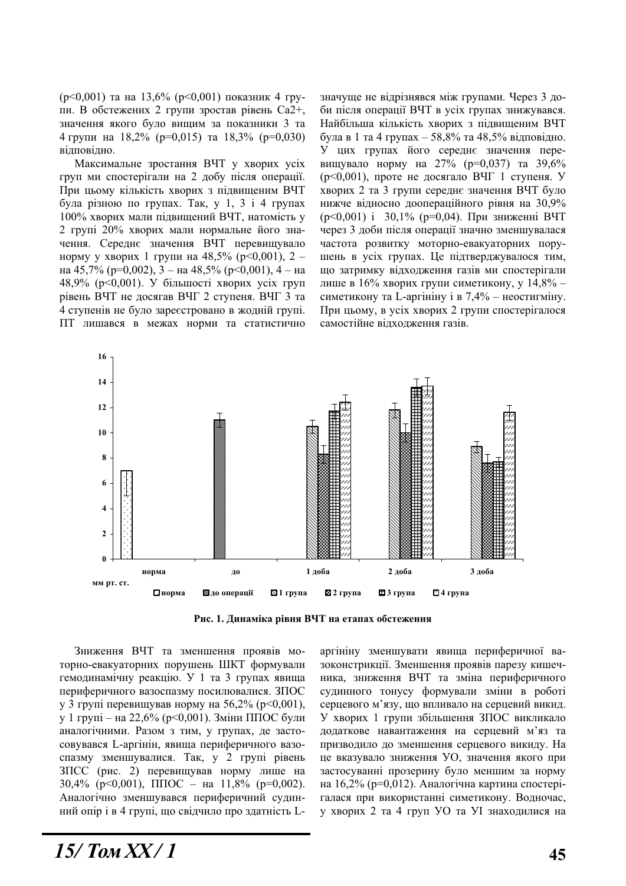(p<0,001) та на 13,6% (p<0,001) показник 4 групи. В обстежених 2 групи зростав рівень $Ca^{2+}$, значення якого було вищим за показники 3 та 4 групи на 18,2% (p=0,015) та 18,3% (p=0,030) відповідно.

Максимальне зростання ВЧТ у хворих усіх груп ми спостерігали на 2 добу після операції. При цьому кількість хворих з підвищеним ВЧТ була різною по групах. Так, у 1, 3 і 4 групах 100% хворих мали підвищений ВЧТ, натомість у 2 групі 20% хворих мали нормальне його значення. Середнє значення ВЧТ перевищувало норму у хворих 1 групи на 48,5% (p<0,001), 2 – на 45,7% (p=0,002), 3 – на 48,5% (p<0,001), 4 – на 48,9% (p<0,001). У більшості хворих усіх груп рівень ВЧТ не досягав ВЧГ 2 ступеня. ВЧГ 3 та 4 ступенів не було зареєстровано в жодній групі. ПТ лишався в межах норми та статистично значуще не відрізнявся між групами. Через 3 доби після операції ВЧТ в усіх групах знижувався. Найбільша кількість хворих з підвищеним ВЧТ була в 1 та 4 групах – 58,8% та 48,5% відповідно. У цих групах його середнє значення перевищувало норму на 27% (p=0,037) та 39,6% (p<0,001), проте не досягало ВЧГ 1 ступеня. У хворих 2 та 3 групи середнє значення ВЧТ було нижче відносно доопераційного рівня на 30,9% (p<0,001) і 30,1% (p=0,04). При зниженні ВЧТ через 3 доби після операції значно зменшувалася частота розвитку моторно-евакуаторних порушень в усіх групах. Це підтверджувалося тим, що затримку відходження газів ми спостерігали лише в 16% хворих групи симетикону, у 14,8% – симетикону та L-аргініну і в 7,4% – неостигміну. При цьому, в усіх хворих 2 групи спостерігалося самостійне відходження газів.

**Рис. 1. Динаміка рівня ВЧТ на етапах обстеження**

Зниження ВЧТ та зменшення проявів моторно-евакуаторних порушень ШКТ формувало гемодинамічну реакцію. У 1 та 3 групах явища периферичного вазоспазму посилювалися. ЗПОС у 3 групі перевищував норму на 56,2% (p<0,001), у 1 групі – на 22,6% (p<0,001). Зміни ППОС були аналогічними. Разом з тим, у групах, де застосовувався L-аргінін, явища периферичного вазоспазму зменшувалися. Так, у 2 групі рівень ЗПСС (рис. 2) перевищував норму лише на 30,4% (p<0,001), ППОС – на 11,8% (p=0,002). Аналогічно зменшувався периферичний судинний опір і в 4 групі, що свідчило про здатність L-аргініну зменшувати явища периферичної вазоконстрикції. Зменшення проявів парезу кишечника, зниження ВЧТ та зміна периферичного судинного тонусу формували зміни в роботі серцевого м'язу, що впливало на серцевий викид. У хворих 1 групи збільшення ЗПОС викликало додаткове навантаження на серцевий м'яз та призводило до зменшення серцевого викиду. На це вказувало зниження УО, значення якого при застосуванні прозерину було меншим за норму на 16,2% (p=0,012). Аналогічна картина спостерігалася при використанні симетикону. Водночас, у хворих 2 та 4 груп УО та УІ знаходилися на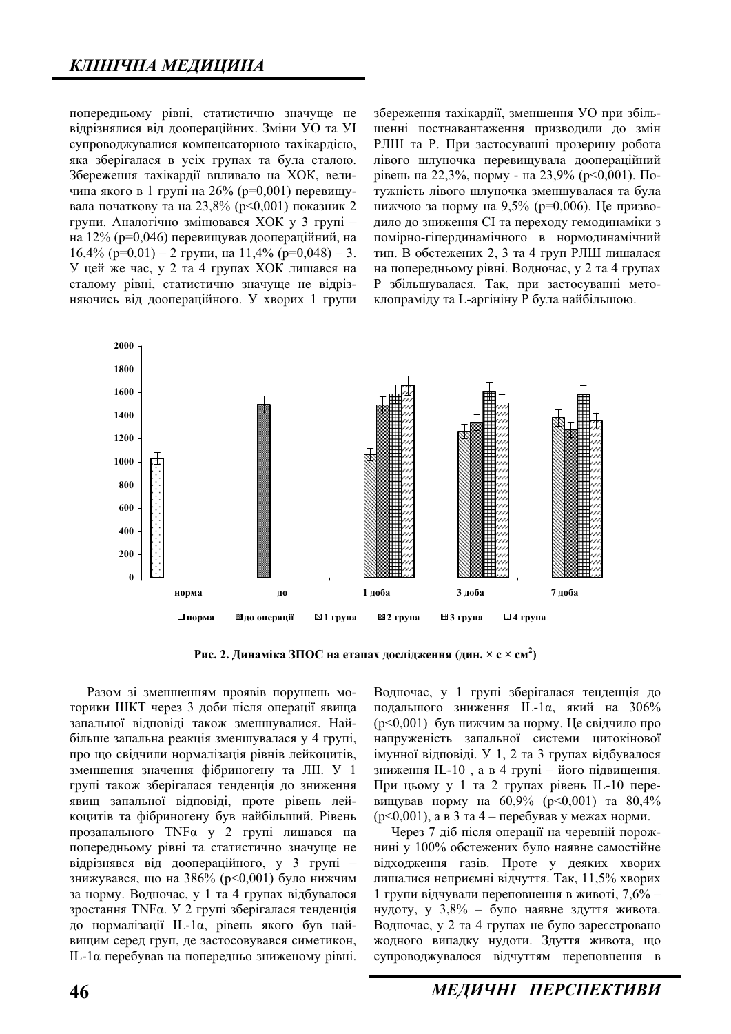попередньому рівні, статистично значуще не відрізнялися від доопераційних. Зміни УО та УІ супроводжувалися компенсаторною тахікардією, яка зберігалася в усіх групах та була сталою. Збереження тахікардії впливало на ХОК, величина якого в 1 групі на 26% (p=0,001) перевищувала початкову та на 23,8% (p<0,001) показник 2 групи. Аналогічно змінювався ХОК у 3 групі – на 12% (p=0,046) перевищував доопераційний, на 16,4% (p=0,01) – 2 групи, на 11,4% (p=0,048) – 3. У цей же час, у 2 та 4 групах ХОК лишався на сталому рівні, статистично значуще не відрізняючись від доопераційного. У хворих 1 групи збереження тахікардії, зменшення УО при збільшенні постнавантаження призводили до змін РЛШ та Р. При застосуванні прозерину робота лівого шлуночка перевищувала доопераційний рівень на 22,3%, норму - на 23,9% (p<0,001). Потужність лівого шлуночка зменшувалася та була нижчою за норму на 9,5% (p=0,006). Це призводило до зниження СІ та переходу гемодинаміки з помірно-гіпердинамічного в нормодинамічний тип. В обстежених 2, 3 та 4 груп РЛШ лишалася на попередньому рівні. Водночас, у 2 та 4 групах Р збільшувалася. Так, при застосуванні метоклопраміду та L-аргініну Р була найбільшою.

**Рис. 2. Динаміка ЗПОС на етапах дослідження (дин. × с × см$^2$)**

Разом зі зменшенням проявів порушень моторики ШКТ через 3 доби після операції явища запальної відповіді також зменшувалися. Найбільше запальна реакція зменшувалася у 4 групі, про що свідчили нормалізація рівнів лейкоцитів, зменшення значення фібриногену та ЛІІ. У 1 групі також зберігалася тенденція до зниження явищ запальної відповіді, проте рівень лейкоцитів та фібриногену був найбільший. Рівень прозапального TNFα у 2 групі лишався на попередньому рівні та статистично значуще не відрізнявся від доопераційного, у 3 групі – знижувався, що на 386% (p<0,001) було нижчим за норму. Водночас, у 1 та 4 групах відбувалося зростання TNFα. У 2 групі зберігалася тенденція до нормалізації IL-1α, рівень якого був найвищим серед груп, де застосовувався симетикон, IL-1α перебував на попередньо зниженому рівні. Водночас, у 1 групі зберігалася тенденція до подальшого зниження IL-1α, який на 306% (p<0,001) був нижчим за норму. Це свідчило про напруженість запальної системи цитокінової імунної відповіді. У 1, 2 та 3 групах відбувалося зниження IL-10 , а в 4 групі – його підвищення. При цьому у 1 та 2 групах рівень IL-10 перевищував норму на 60,9% (p<0,001) та 80,4% (p<0,001), а в 3 та 4 – перебував у межах норми.

Через 7 діб після операції на черевній порожнині у 100% обстежених було наявне самостійне відходження газів. Проте у деяких хворих лишалися неприємні відчуття. Так, 11,5% хворих 1 групи відчували переповнення в животі, 7,6% – нудоту, у 3,8% – було наявне здуття живота. Водночас, у 2 та 4 групах не було зареєстровано жодного випадку нудоти. Здуття живота, що супроводжувалося відчуттям переповнення в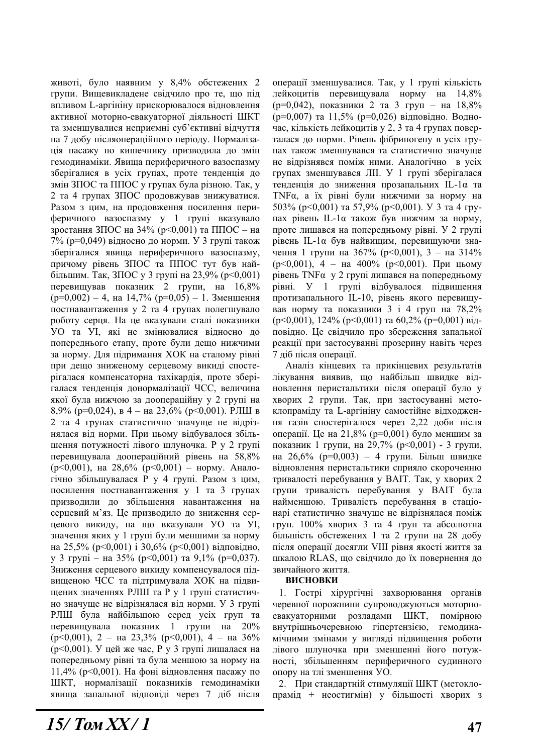животі, було наявним у 8,4% обстежених 2 групи. Вищевикладене свідчило про те, що під впливом L-аргініну прискорювалося відновлення активної моторно-евакуаторної діяльності ШКТ та зменшувалися неприємні суб'єктивні відчуття на 7 добу післяопераційного періоду. Нормалізація пасажу по кишечнику призводила до змін гемодинаміки. Явища периферичного вазоспазму зберігалися в усіх групах, проте тенденція до змін ЗПОС та ППОС у групах була різною. Так, у 2 та 4 групах ЗПОС продовжував знижуватися. Разом з цим, на продовження посилення периферичного вазоспазму у 1 групі вказувало зростання ЗПОС на 34% ($p<0,001$) та ППОС – на 7% ($p=0,049$) відносно до норми. У 3 групі також зберігалися явища периферичного вазоспазму, причому рівень ЗПОС та ППОС тут був найбільшим. Так, ЗПОС у 3 групі на 23,9% ($p<0,001$) перевищував показник 2 групи, на 16,8% ($p=0,002$) – 4, на 14,7% ($p=0,05$) – 1. Зменшення постнавантаження у 2 та 4 групах полегшувало роботу серця. На це вказували сталі показники УО та УІ, які не змінювалися відносно до попереднього етапу, проте були дещо нижчими за норму. Для підримання ХОК на сталому рівні при дещо зниженому серцевому викиді спостерігалася компенсаторна тахікардія, проте зберігалася тенденція донормалізації ЧСС, величина якої була нижчою за доопераційну у 2 групі на 8,9% ($p=0,024$), в 4 – на 23,6% ($p<0,001$). РЛШ в 2 та 4 групах статистично значуще не відрізнялася від норми. При цьому відбувалося збільшення потужності лівого шлуночка. Р у 2 групі перевищувала доопераційний рівень на 58,8% ($p<0,001$), на 28,6% ($p<0,001$) – норму. Аналогічно збільшувалася Р у 4 групі. Разом з цим, посилення постнавантаження у 1 та 3 групах призводили до збільшення навантаження на серцевий м'яз. Це призводило до зниження серцевого викиду, на що вказували УО та УІ, значення яких у 1 групі були меншими за норму на 25,5% ($p<0,001$) і 30,6% ($p<0,001$) відповідно, у 3 групі – на 35% ($p<0,001$) та 9,1% ($p=0,037$). Зниження серцевого викиду компенсувалося підвищеною ЧСС та підтримувала ХОК на підвищених значеннях РЛШ та Р у 1 групі статистично значуще не відрізнялася від норми. У 3 групі РЛШ була найбільшою серед усіх груп та перевищувала показник 1 групи на 20% ($p<0,001$), 2 – на 23,3% ($p<0,001$), 4 – на 36% ($p<0,001$). У цей же час, Р у 3 групі лишалася на попередньому рівні та була меншою за норму на 11,4% ($p<0,001$). На фоні відновлення пасажу по ШКТ, нормалізації показників гемодинаміки явища запальної відповіді через 7 діб після операції зменшувалися. Так, у 1 групі кількість лейкоцитів перевищувала норму на 14,8% ($p=0,042$), показники 2 та 3 груп – на 18,8% ($p=0,007$) та 11,5% ($p=0,026$) відповідно. Водночас, кількість лейкоцитів у 2, 3 та 4 групах поверталася до норми. Рівень фібриногену в усіх групах також зменшувався та статистично значуще не відрізнявся поміж ними. Аналогічно в усіх групах зменшувався ЛІІ. У 1 групі зберігалася тенденція до зниження прозапальних IL-1α та TNFα, а їх рівні були нижчими за норму на 503% ($p<0,001$) та 57,9% ($p<0,001$). У 3 та 4 групах рівень IL-1α також був нижчим за норму, проте лишався на попередньому рівні. У 2 групі рівень IL-1α був найвищим, перевищуючи значення 1 групи на 367% ($p<0,001$), 3 – на 314% ($p<0,001$), 4 – на 400% ($p<0,001$). При цьому рівень TNFα у 2 групі лишався на попередньому рівні. У 1 групі відбувалося підвищення протизапального IL-10, рівень якого перевищував норму та показники 3 і 4 груп на 78,2% ($p<0,001$), 124% ($p<0,001$) та 60,2% ($p=0,001$) відповідно. Це свідчило про збереження запальної реакції при застосуванні прозерину навіть через 7 діб після операції.

Аналіз кінцевих та прикінцевих результатів лікування виявив, що найбільш швидке відновлення перистальтики після операції було у хворих 2 групи. Так, при застосуванні метоклопраміду та L-аргініну самостійне відходження газів спостерігалося через 2,22 доби після операції. Це на 21,8% ($p=0,001$) було меншим за показник 1 групи, на 29,7% ($p<0,001$) - 3 групи, на 26,6% ($p=0,003$) – 4 групи. Більш швидке відновлення перистальтики сприяло скороченню тривалості перебування у ВАІТ. Так, у хворих 2 групи тривалість перебування у ВАІТ була найменшою. Тривалість перебування в стаціонарі статистично значуще не відрізнялася поміж груп. 100% хворих 3 та 4 груп та абсолютна більшість обстежених 1 та 2 групи на 28 добу після операції досягли VIII рівня якості життя за шкалою RLAS, що свідчило до їх повернення до звичайного життя.

**ВИСНОВКИ**

1. Гострі хірургічні захворювання органів черевної порожнини супроводжуються моторно-евакуаторними розладами ШКТ, помірною внутрішньочеревною гіпертензією, гемодинамічними змінами у вигляді підвищення роботи лівого шлуночка при зменшенні його потужності, збільшенням периферичного судинного опору на тлі зменшення УО.

2. При стандартній стимуляції ШКТ (метоклопрамід + неостигмін) у більшості хворих з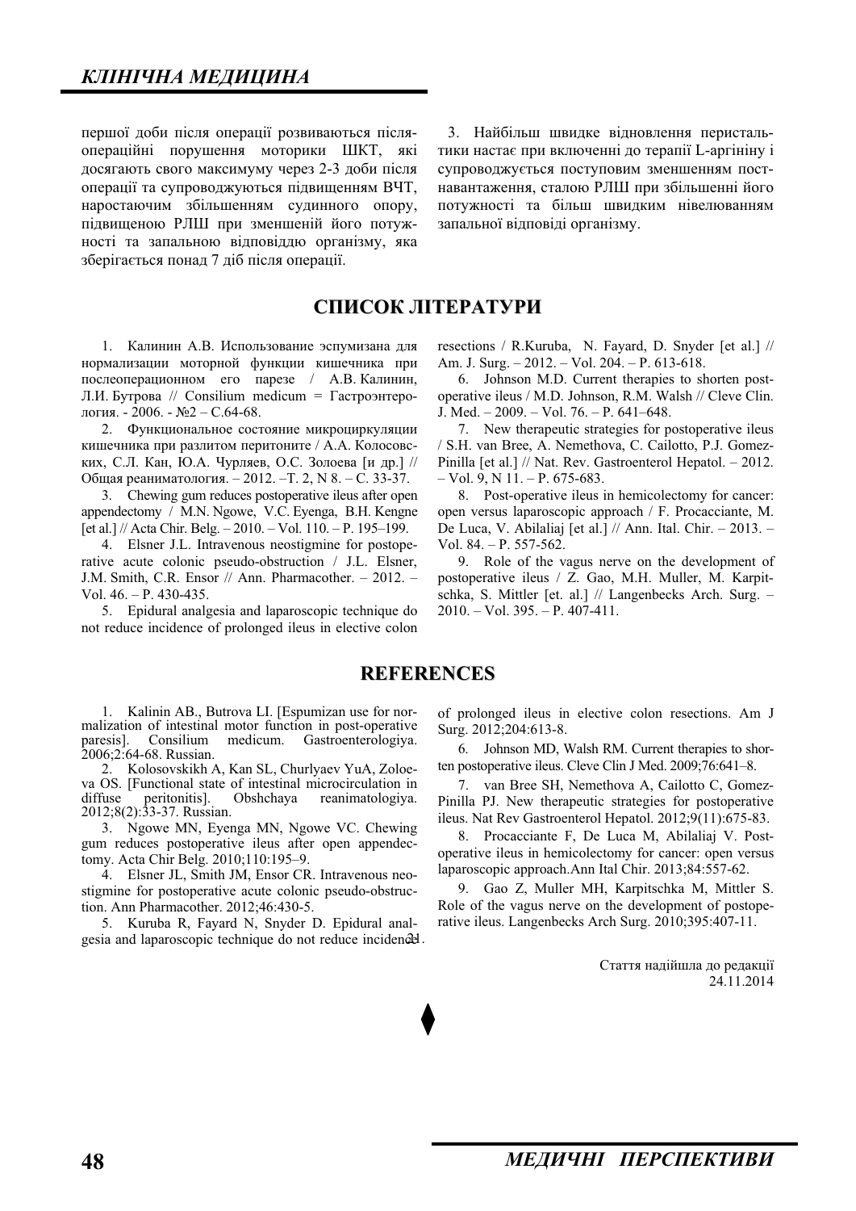першої доби після операції розвиваються післяопераційні порушення моторики ШКТ, які досягають свого максимуму через 2-3 доби після операції та супроводжуються підвищенням ВЧТ, наростаючим збільшенням судинного опору, підвищеною РЛШ при зменшеній його потужності та запальною відповіддю організму, яка зберігається понад 7 діб після операції.

3. Найбільш швидке відновлення перистальтики настає при включенні до терапії L-аргініну і супроводжується поступовим зменшенням постнавантаження, сталою РЛШ при збільшенні його потужності та більш швидким нівелюванням запальної відповіді організму.

## СПИСОК ЛІТЕРАТУРИ

1. Калинин А.В. Использование эспумизана для нормализации моторной функции кишечника при послеоперационном его парезе / А.В. Калинин, Л.И. Бутрова // Consilium medicum = Гастроэнтерология. - 2006. - №2 – С.64-68.
2. Функциональное состояние микроциркуляции кишечника при разлитом перитоните / А.А. Колосовских, С.Л. Кан, Ю.А. Чурляев, О.С. Золоева [и др.] // Общая реаниматология. – 2012. –Т. 2, N 8. – С. 33-37.
3. Chewing gum reduces postoperative ileus after open appendectomy / M.N. Ngowe, V.C. Eyenga, B.H. Kengne [et al.] // Acta Chir. Belg. – 2010. – Vol. 110. – P. 195–199.
4. Elsner J.L. Intravenous neostigmine for postoperative acute colonic pseudo-obstruction / J.L. Elsner, J.M. Smith, C.R. Ensor // Ann. Pharmacother. – 2012. – Vol. 46. – P. 430-435.
5. Epidural analgesia and laparoscopic technique do not reduce incidence of prolonged ileus in elective colon resections / R.Kuruba, N. Fayard, D. Snyder [et al.] // Am. J. Surg. – 2012. – Vol. 204. – P. 613-618.
6. Johnson M.D. Current therapies to shorten postoperative ileus / M.D. Johnson, R.M. Walsh // Cleve Clin. J. Med. – 2009. – Vol. 76. – P. 641–648.
7. New therapeutic strategies for postoperative ileus / S.H. van Bree, A. Nemethova, C. Cailotto, P.J. Gomez-Pinilla [et al.] // Nat. Rev. Gastroenterol Hepatol. – 2012. – Vol. 9, N 11. – P. 675-683.
8. Post-operative ileus in hemicolectomy for cancer: open versus laparoscopic approach / F. Procacciante, M. De Luca, V. Abilaliaj [et al.] // Ann. Ital. Chir. – 2013. – Vol. 84. – P. 557-562.
9. Role of the vagus nerve on the development of postoperative ileus / Z. Gao, M.H. Muller, M. Karpitschka, S. Mittler [et. al.] // Langenbecks Arch. Surg. – 2010. – Vol. 395. – P. 407-411.

## REFERENCES

1. Kalinin AB., Butrova LI. [Espumizan use for normalization of intestinal motor function in post-operative paresis]. Consilium medicum. Gastroenterologiya. 2006;2:64-68. Russian.
2. Kolosovskikh A, Kan SL, Churlyaev YuA, Zoloeva OS. [Functional state of intestinal microcirculation in diffuse peritonitis]. Obshchaya reanimatologiya. 2012;8(2):33-37. Russian.
3. Ngowe MN, Eyenga MN, Ngowe VC. Chewing gum reduces postoperative ileus after open appendectomy. Acta Chir Belg. 2010;110:195–9.
4. Elsner JL, Smith JM, Ensor CR. Intravenous neostigmine for postoperative acute colonic pseudo-obstruction. Ann Pharmacother. 2012;46:430-5.
5. Kuruba R, Fayard N, Snyder D. Epidural analgesia and laparoscopic technique do not reduce incidence of prolonged ileus in elective colon resections. Am J Surg. 2012;204:613-8.
6. Johnson MD, Walsh RM. Current therapies to shorten postoperative ileus. Cleve Clin J Med. 2009;76:641–8.
7. van Bree SH, Nemethova A, Cailotto C, Gomez-Pinilla PJ. New therapeutic strategies for postoperative ileus. Nat Rev Gastroenterol Hepatol. 2012;9(11):675-83.
8. Procacciante F, De Luca M, Abilaliaj V. Postoperative ileus in hemicolectomy for cancer: open versus laparoscopic approach.Ann Ital Chir. 2013;84:557-62.
9. Gao Z, Muller MH, Karpitschka M, Mittler S. Role of the vagus nerve on the development of postoperative ileus. Langenbecks Arch Surg. 2010;395:407-11.

Стаття надійшла до редакції
24.11.2014